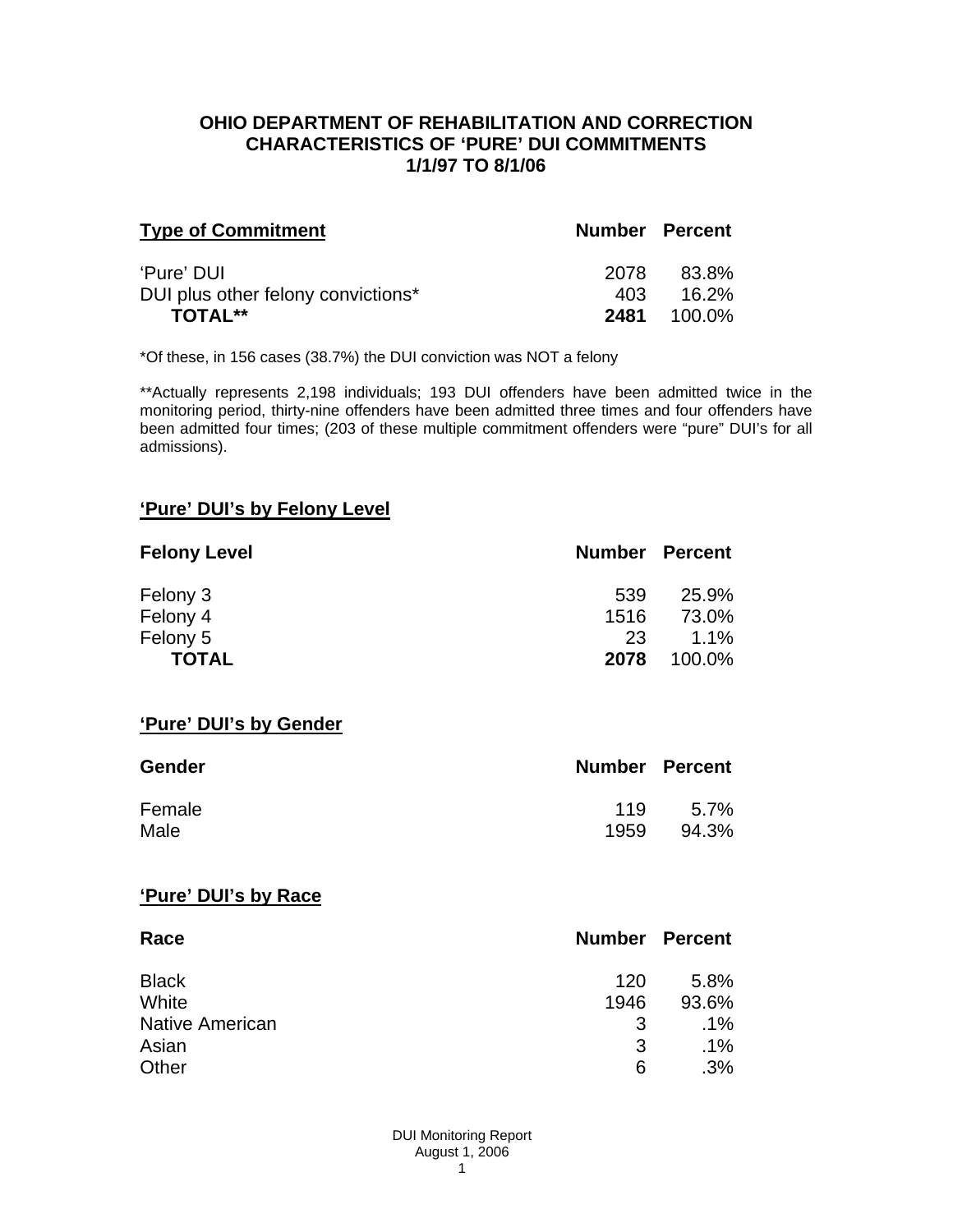# OHIO DEPARTMENT OF REHABILITATION AND CORRECTION
## CHARACTERISTICS OF 'PURE' DUI COMMITMENTS
## 1/1/97 TO 8/1/06

| Type of Commitment | Number | Percent |
|---|---|---|
| 'Pure' DUI | 2078 | 83.8% |
| DUI plus other felony convictions* | 403 | 16.2% |
| **TOTAL**** | **2481** | 100.0% |

*Of these, in 156 cases (38.7%) the DUI conviction was NOT a felony

**Actually represents 2,198 individuals; 193 DUI offenders have been admitted twice in the monitoring period, thirty-nine offenders have been admitted three times and four offenders have been admitted four times; (203 of these multiple commitment offenders were "pure" DUI's for all admissions).

### 'Pure' DUI's by Felony Level

| Felony Level | Number | Percent |
|---|---|---|
| Felony 3 | 539 | 25.9% |
| Felony 4 | 1516 | 73.0% |
| Felony 5 | 23 | 1.1% |
| **TOTAL** | **2078** | 100.0% |

### 'Pure' DUI's by Gender

| Gender | Number | Percent |
|---|---|---|
| Female | 119 | 5.7% |
| Male | 1959 | 94.3% |

### 'Pure' DUI's by Race

| Race | Number | Percent |
|---|---|---|
| Black | 120 | 5.8% |
| White | 1946 | 93.6% |
| Native American | 3 | .1% |
| Asian | 3 | .1% |
| Other | 6 | .3% |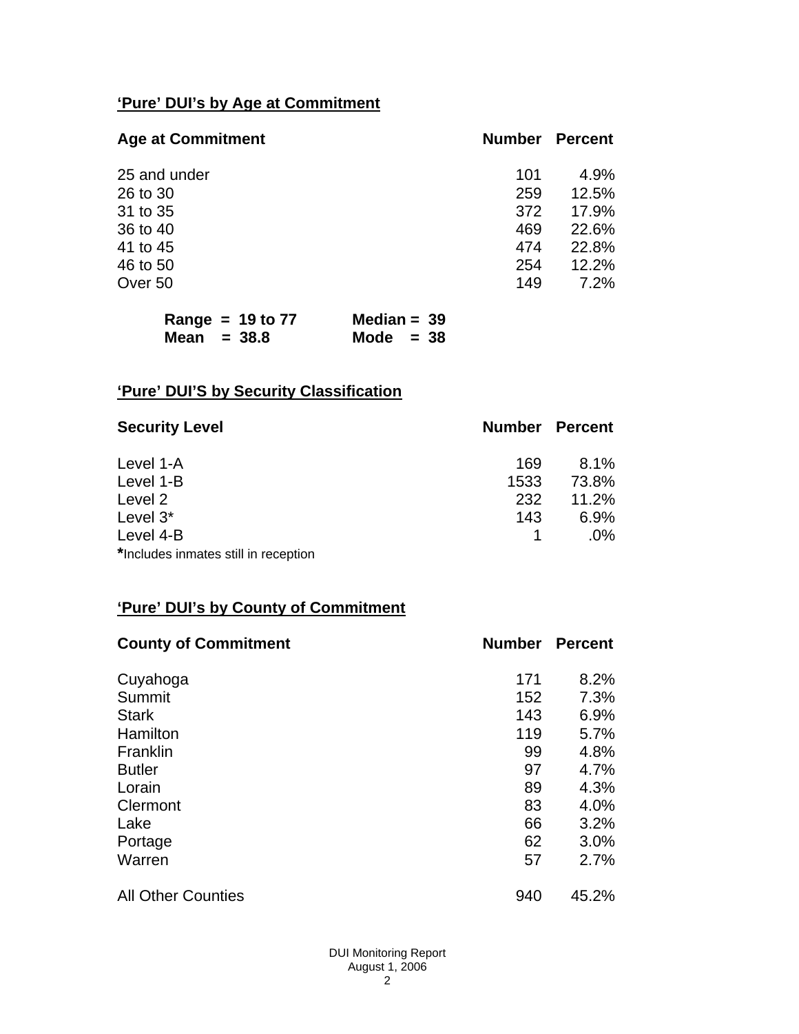## 'Pure' DUI's by Age at Commitment

| Age at Commitment | Number | Percent |
|---|---|---|
| 25 and under | 101 | 4.9% |
| 26 to 30 | 259 | 12.5% |
| 31 to 35 | 372 | 17.9% |
| 36 to 40 | 469 | 22.6% |
| 41 to 45 | 474 | 22.8% |
| 46 to 50 | 254 | 12.2% |
| Over 50 | 149 | 7.2% |

**Range = 19 to 77** **Median = 39**
**Mean = 38.8** **Mode = 38**

## 'Pure' DUI'S by Security Classification

| Security Level | Number | Percent |
|---|---|---|
| Level 1-A | 169 | 8.1% |
| Level 1-B | 1533 | 73.8% |
| Level 2 | 232 | 11.2% |
| Level 3* | 143 | 6.9% |
| Level 4-B | 1 | .0% |

*Includes inmates still in reception

## 'Pure' DUI's by County of Commitment

| County of Commitment | Number | Percent |
|---|---|---|
| Cuyahoga | 171 | 8.2% |
| Summit | 152 | 7.3% |
| Stark | 143 | 6.9% |
| Hamilton | 119 | 5.7% |
| Franklin | 99 | 4.8% |
| Butler | 97 | 4.7% |
| Lorain | 89 | 4.3% |
| Clermont | 83 | 4.0% |
| Lake | 66 | 3.2% |
| Portage | 62 | 3.0% |
| Warren | 57 | 2.7% |
| All Other Counties | 940 | 45.2% |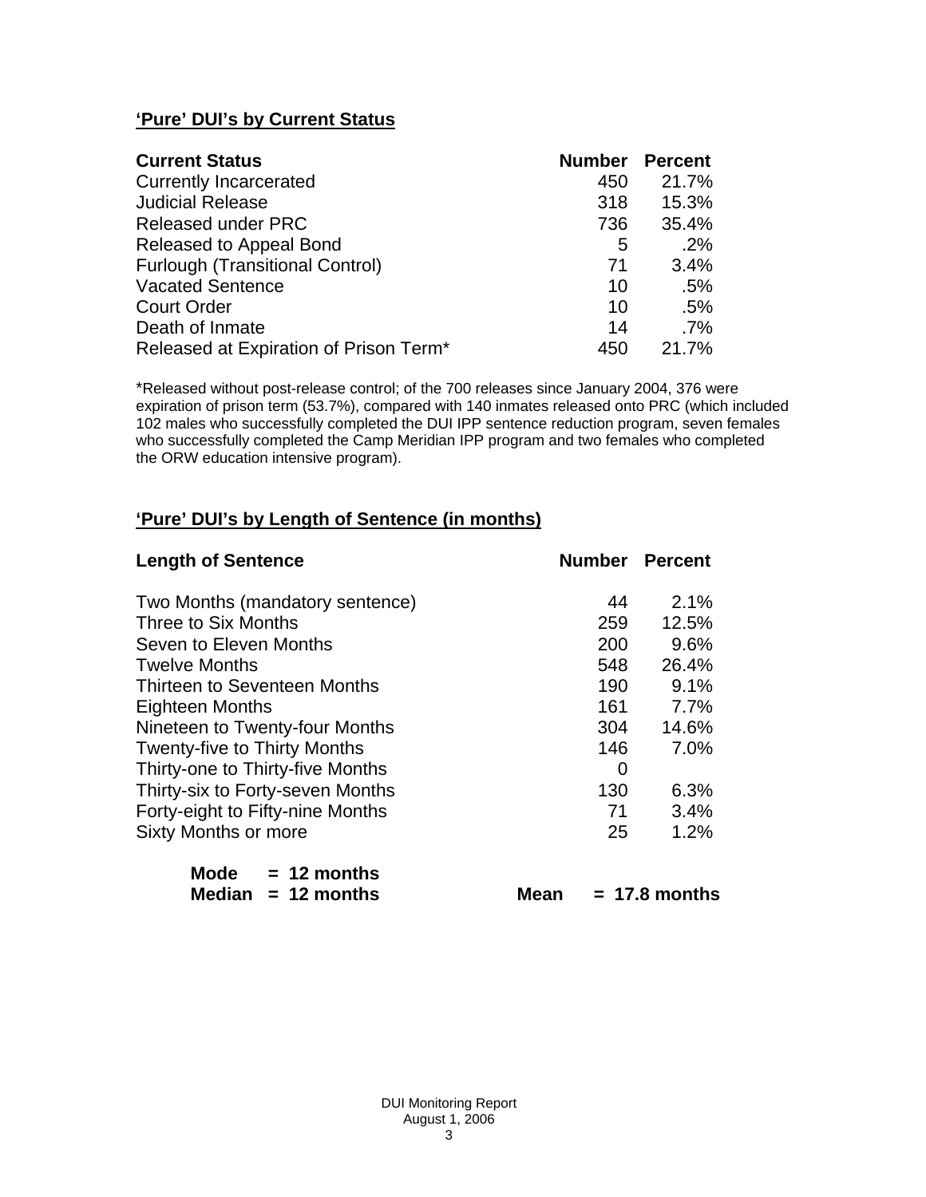## 'Pure' DUI's by Current Status

| Current Status | Number | Percent |
|---|---|---|
| Currently Incarcerated | 450 | 21.7% |
| Judicial Release | 318 | 15.3% |
| Released under PRC | 736 | 35.4% |
| Released to Appeal Bond | 5 | .2% |
| Furlough (Transitional Control) | 71 | 3.4% |
| Vacated Sentence | 10 | .5% |
| Court Order | 10 | .5% |
| Death of Inmate | 14 | .7% |
| Released at Expiration of Prison Term* | 450 | 21.7% |

*Released without post-release control; of the 700 releases since January 2004, 376 were expiration of prison term (53.7%), compared with 140 inmates released onto PRC (which included 102 males who successfully completed the DUI IPP sentence reduction program, seven females who successfully completed the Camp Meridian IPP program and two females who completed the ORW education intensive program).

## 'Pure' DUI's by Length of Sentence (in months)

| Length of Sentence | Number | Percent |
|---|---|---|
| Two Months (mandatory sentence) | 44 | 2.1% |
| Three to Six Months | 259 | 12.5% |
| Seven to Eleven Months | 200 | 9.6% |
| Twelve Months | 548 | 26.4% |
| Thirteen to Seventeen Months | 190 | 9.1% |
| Eighteen Months | 161 | 7.7% |
| Nineteen to Twenty-four Months | 304 | 14.6% |
| Twenty-five to Thirty Months | 146 | 7.0% |
| Thirty-one to Thirty-five Months | 0 | |
| Thirty-six to Forty-seven Months | 130 | 6.3% |
| Forty-eight to Fifty-nine Months | 71 | 3.4% |
| Sixty Months or more | 25 | 1.2% |

**Mode = 12 months**
**Median = 12 months**　　**Mean = 17.8 months**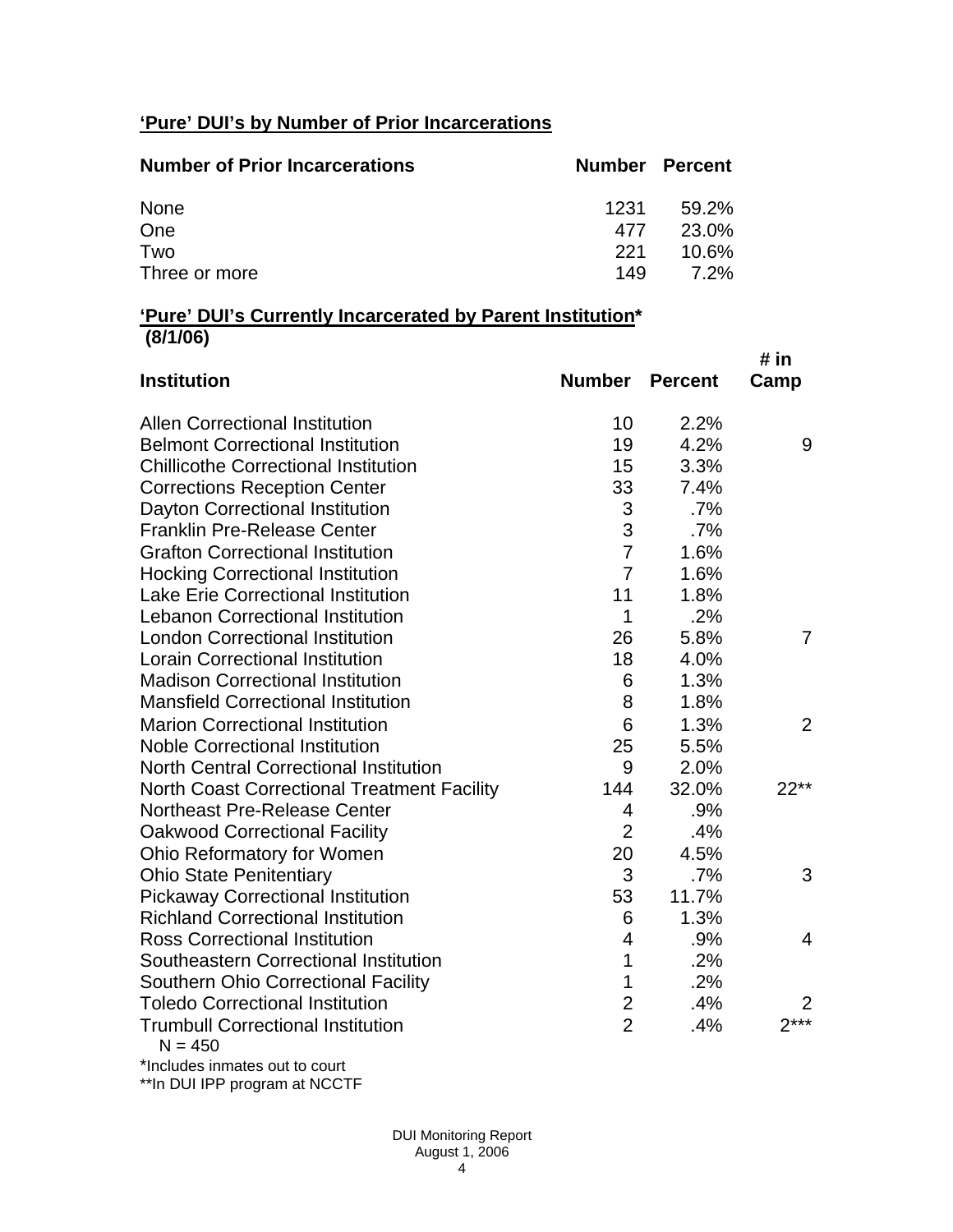**'Pure' DUI's by Number of Prior Incarcerations**

| Number of Prior Incarcerations | Number | Percent |
|---|---|---|
| None | 1231 | 59.2% |
| One | 477 | 23.0% |
| Two | 221 | 10.6% |
| Three or more | 149 | 7.2% |

**'Pure' DUI's Currently Incarcerated by Parent Institution***
**(8/1/06)**

| Institution | Number | Percent | # in Camp |
|---|---|---|---|
| Allen Correctional Institution | 10 | 2.2% | |
| Belmont Correctional Institution | 19 | 4.2% | 9 |
| Chillicothe Correctional Institution | 15 | 3.3% | |
| Corrections Reception Center | 33 | 7.4% | |
| Dayton Correctional Institution | 3 | .7% | |
| Franklin Pre-Release Center | 3 | .7% | |
| Grafton Correctional Institution | 7 | 1.6% | |
| Hocking Correctional Institution | 7 | 1.6% | |
| Lake Erie Correctional Institution | 11 | 1.8% | |
| Lebanon Correctional Institution | 1 | .2% | |
| London Correctional Institution | 26 | 5.8% | 7 |
| Lorain Correctional Institution | 18 | 4.0% | |
| Madison Correctional Institution | 6 | 1.3% | |
| Mansfield Correctional Institution | 8 | 1.8% | |
| Marion Correctional Institution | 6 | 1.3% | 2 |
| Noble Correctional Institution | 25 | 5.5% | |
| North Central Correctional Institution | 9 | 2.0% | |
| North Coast Correctional Treatment Facility | 144 | 32.0% | 22** |
| Northeast Pre-Release Center | 4 | .9% | |
| Oakwood Correctional Facility | 2 | .4% | |
| Ohio Reformatory for Women | 20 | 4.5% | |
| Ohio State Penitentiary | 3 | .7% | 3 |
| Pickaway Correctional Institution | 53 | 11.7% | |
| Richland Correctional Institution | 6 | 1.3% | |
| Ross Correctional Institution | 4 | .9% | 4 |
| Southeastern Correctional Institution | 1 | .2% | |
| Southern Ohio Correctional Facility | 1 | .2% | |
| Toledo Correctional Institution | 2 | .4% | 2 |
| Trumbull Correctional Institution | 2 | .4% | 2*** |

N = 450

*Includes inmates out to court

**In DUI IPP program at NCCTF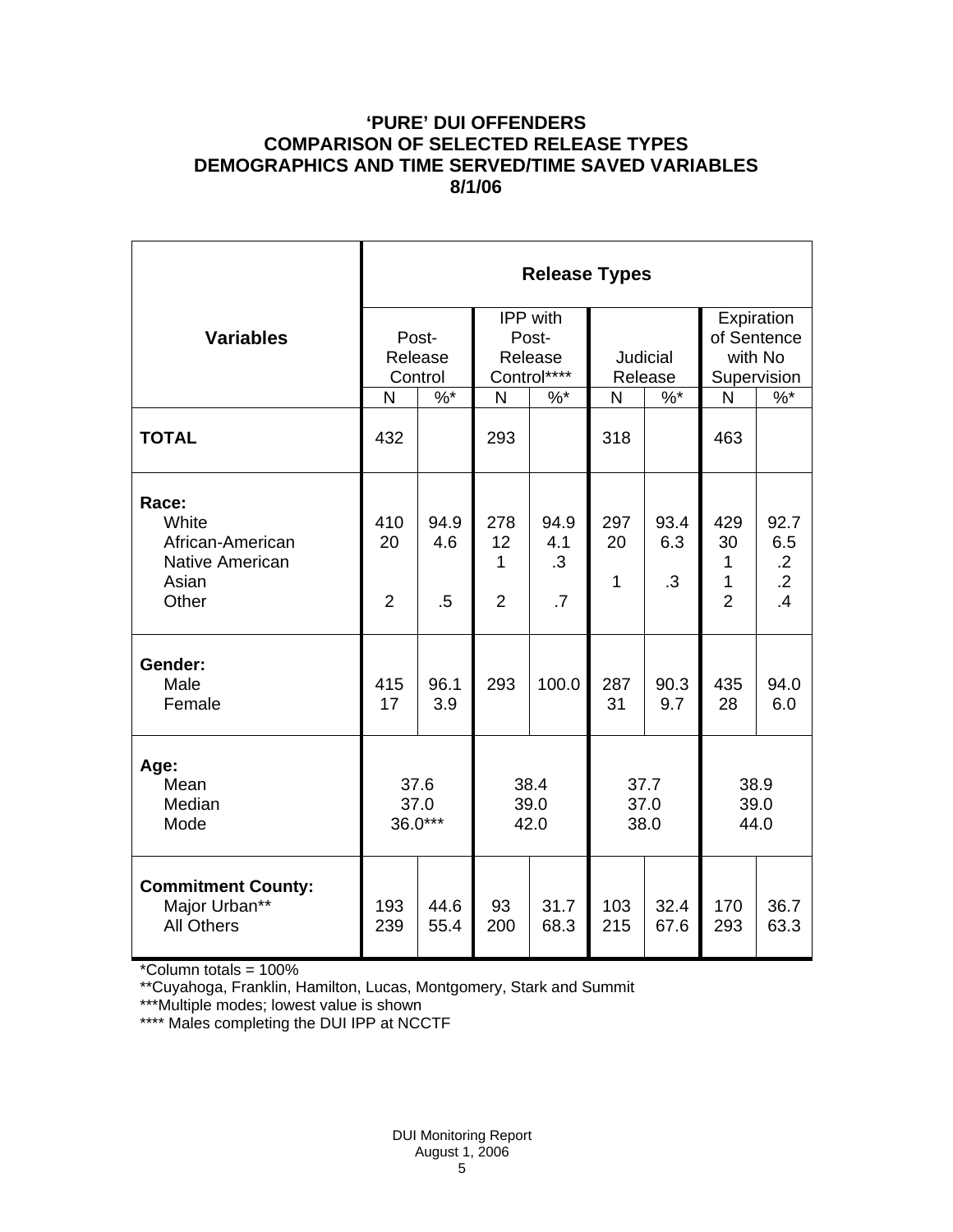# 'PURE' DUI OFFENDERS
# COMPARISON OF SELECTED RELEASE TYPES
# DEMOGRAPHICS AND TIME SERVED/TIME SAVED VARIABLES
# 8/1/06

| Variables | Release Types | | | | | | | |
|---|---|---|---|---|---|---|---|---|
| | Post-Release Control | | IPP with Post-Release Control**** | | Judicial Release | | Expiration of Sentence with No Supervision | |
| | N | %* | N | %* | N | %* | N | %* |
| **TOTAL** | 432 | | 293 | | 318 | | 463 | |
| **Race:** | | | | | | | | |
| White | 410 | 94.9 | 278 | 94.9 | 297 | 93.4 | 429 | 92.7 |
| African-American | 20 | 4.6 | 12 | 4.1 | 20 | 6.3 | 30 | 6.5 |
| Native American | | | 1 | .3 | 1 | .3 | 1 | .2 |
| Asian | | | | | | | 1 | .2 |
| Other | 2 | .5 | 2 | .7 | | | 2 | .4 |
| **Gender:** | | | | | | | | |
| Male | 415 | 96.1 | 293 | 100.0 | 287 | 90.3 | 435 | 94.0 |
| Female | 17 | 3.9 | | | 31 | 9.7 | 28 | 6.0 |
| **Age:** | | | | | | | | |
| Mean | 37.6 | | 38.4 | | 37.7 | | 38.9 | |
| Median | 37.0 | | 39.0 | | 37.0 | | 39.0 | |
| Mode | 36.0*** | | 42.0 | | 38.0 | | 44.0 | |
| **Commitment County:** | | | | | | | | |
| Major Urban** | 193 | 44.6 | 93 | 31.7 | 103 | 32.4 | 170 | 36.7 |
| All Others | 239 | 55.4 | 200 | 68.3 | 215 | 67.6 | 293 | 63.3 |

*Column totals = 100%

**Cuyahoga, Franklin, Hamilton, Lucas, Montgomery, Stark and Summit

***Multiple modes; lowest value is shown

**** Males completing the DUI IPP at NCCTF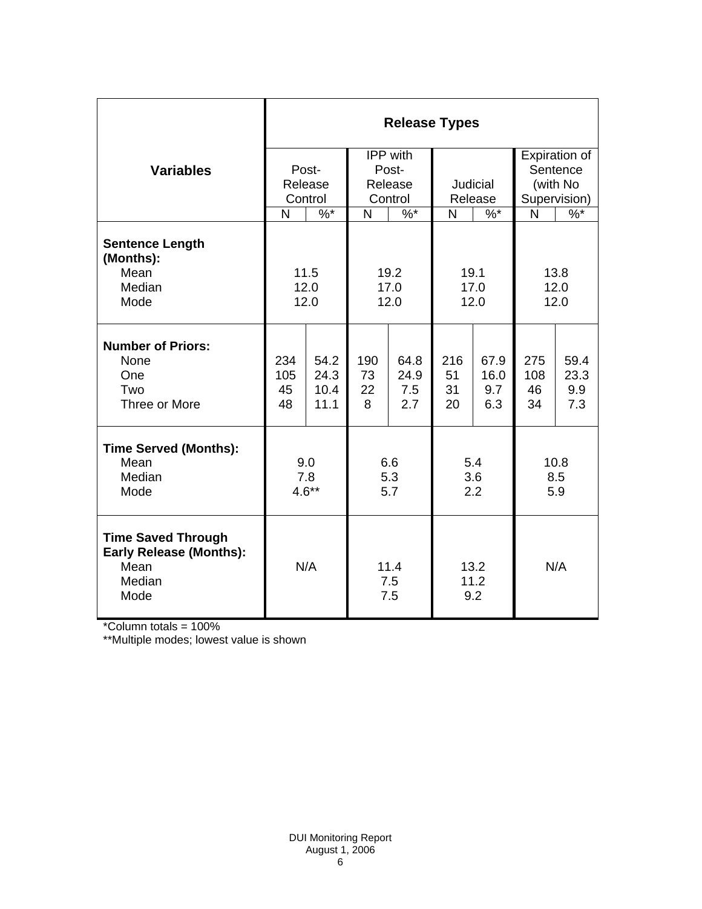| Variables | Release Types | | | | | | | |
|---|---|---|---|---|---|---|---|---|
| | Post-Release Control | | IPP with Post-Release Control | | Judicial Release | | Expiration of Sentence (with No Supervision) | |
| | N | %* | N | %* | N | %* | N | %* |
| **Sentence Length (Months):** | | | | | | | | |
| Mean | 11.5 | | 19.2 | | 19.1 | | 13.8 | |
| Median | 12.0 | | 17.0 | | 17.0 | | 12.0 | |
| Mode | 12.0 | | 12.0 | | 12.0 | | 12.0 | |
| **Number of Priors:** | | | | | | | | |
| None | 234 | 54.2 | 190 | 64.8 | 216 | 67.9 | 275 | 59.4 |
| One | 105 | 24.3 | 73 | 24.9 | 51 | 16.0 | 108 | 23.3 |
| Two | 45 | 10.4 | 22 | 7.5 | 31 | 9.7 | 46 | 9.9 |
| Three or More | 48 | 11.1 | 8 | 2.7 | 20 | 6.3 | 34 | 7.3 |
| **Time Served (Months):** | | | | | | | | |
| Mean | 9.0 | | 6.6 | | 5.4 | | 10.8 | |
| Median | 7.8 | | 5.3 | | 3.6 | | 8.5 | |
| Mode | 4.6** | | 5.7 | | 2.2 | | 5.9 | |
| **Time Saved Through Early Release (Months):** | | | | | | | | |
| Mean | N/A | | 11.4 | | 13.2 | | N/A | |
| Median | | | 7.5 | | 11.2 | | | |
| Mode | | | 7.5 | | 9.2 | | | |

*Column totals = 100%

**Multiple modes; lowest value is shown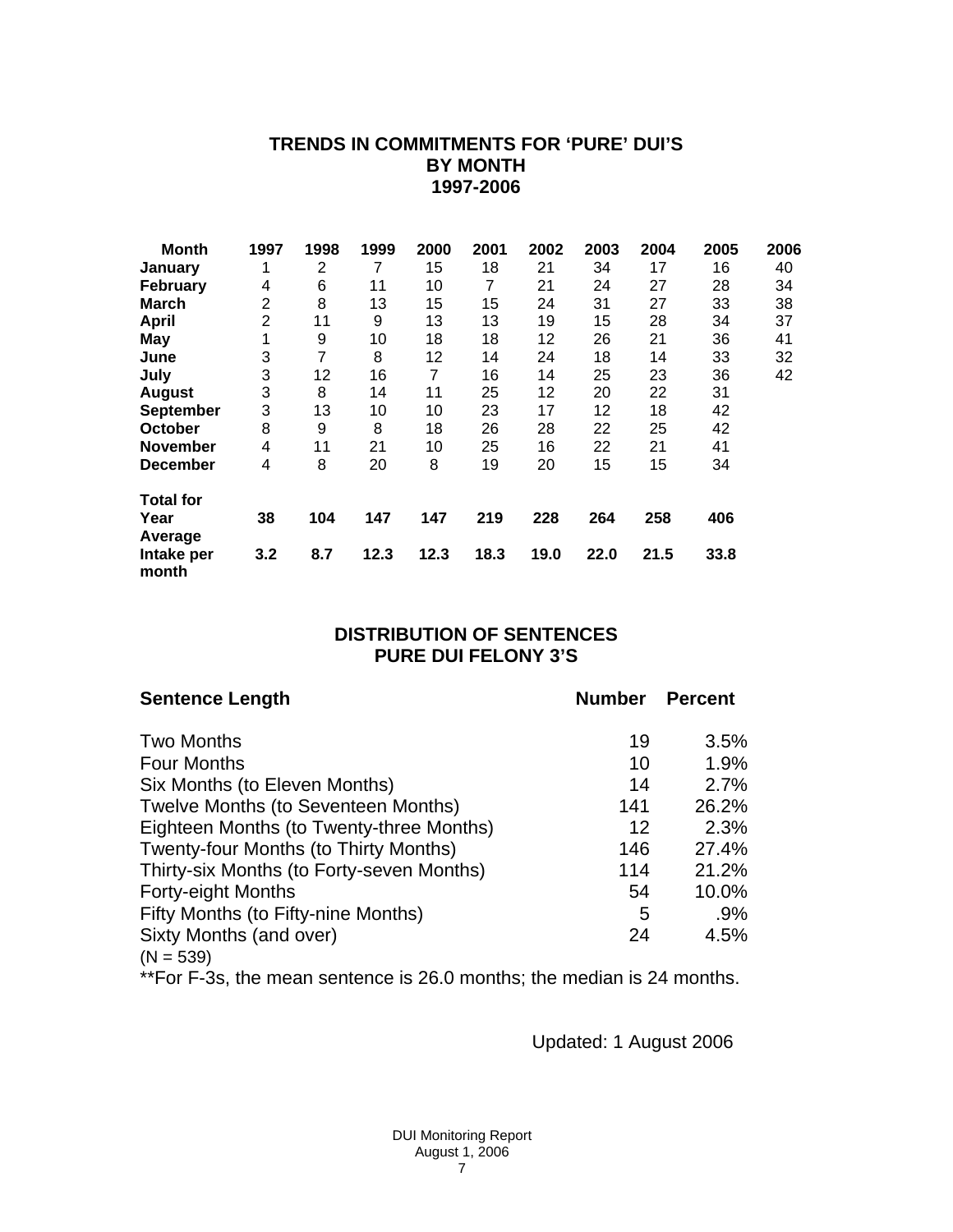## TRENDS IN COMMITMENTS FOR 'PURE' DUI'S BY MONTH 1997-2006

| Month | 1997 | 1998 | 1999 | 2000 | 2001 | 2002 | 2003 | 2004 | 2005 | 2006 |
|---|---|---|---|---|---|---|---|---|---|---|
| **January** | 1 | 2 | 7 | 15 | 18 | 21 | 34 | 17 | 16 | 40 |
| **February** | 4 | 6 | 11 | 10 | 7 | 21 | 24 | 27 | 28 | 34 |
| **March** | 2 | 8 | 13 | 15 | 15 | 24 | 31 | 27 | 33 | 38 |
| **April** | 2 | 11 | 9 | 13 | 13 | 19 | 15 | 28 | 34 | 37 |
| **May** | 1 | 9 | 10 | 18 | 18 | 12 | 26 | 21 | 36 | 41 |
| **June** | 3 | 7 | 8 | 12 | 14 | 24 | 18 | 14 | 33 | 32 |
| **July** | 3 | 12 | 16 | 7 | 16 | 14 | 25 | 23 | 36 | 42 |
| **August** | 3 | 8 | 14 | 11 | 25 | 12 | 20 | 22 | 31 | |
| **September** | 3 | 13 | 10 | 10 | 23 | 17 | 12 | 18 | 42 | |
| **October** | 8 | 9 | 8 | 18 | 26 | 28 | 22 | 25 | 42 | |
| **November** | 4 | 11 | 21 | 10 | 25 | 16 | 22 | 21 | 41 | |
| **December** | 4 | 8 | 20 | 8 | 19 | 20 | 15 | 15 | 34 | |
| **Total for Year** | **38** | **104** | **147** | **147** | **219** | **228** | **264** | **258** | **406** | |
| **Average Intake per month** | **3.2** | **8.7** | **12.3** | **12.3** | **18.3** | **19.0** | **22.0** | **21.5** | **33.8** | |

## DISTRIBUTION OF SENTENCES PURE DUI FELONY 3'S

| Sentence Length | Number | Percent |
|---|---|---|
| Two Months | 19 | 3.5% |
| Four Months | 10 | 1.9% |
| Six Months (to Eleven Months) | 14 | 2.7% |
| Twelve Months (to Seventeen Months) | 141 | 26.2% |
| Eighteen Months (to Twenty-three Months) | 12 | 2.3% |
| Twenty-four Months (to Thirty Months) | 146 | 27.4% |
| Thirty-six Months (to Forty-seven Months) | 114 | 21.2% |
| Forty-eight Months | 54 | 10.0% |
| Fifty Months (to Fifty-nine Months) | 5 | .9% |
| Sixty Months (and over) | 24 | 4.5% |

(N = 539)

**For F-3s, the mean sentence is 26.0 months; the median is 24 months.

Updated: 1 August 2006